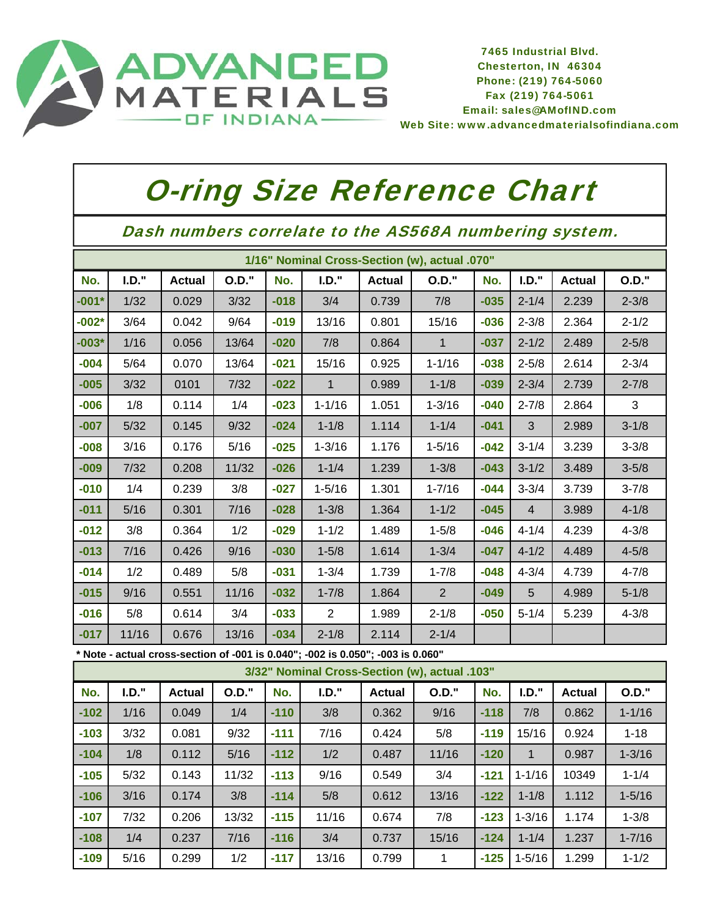ADVANCED MATERIALS OF INDIANA

7465 Industrial Blvd.
Chesterton, IN 46304
Phone: (219) 764-5060
Fax (219) 764-5061
Email: sales@AMofIND.com
Web Site: www.advancedmaterialsofindiana.com

# O-ring Size Reference Chart

## Dash numbers correlate to the AS568A numbering system.

| 1/16" Nominal Cross-Section (w), actual .070" | | | | | | | | | | | |
|---|---|---|---|---|---|---|---|---|---|---|---|
| No. | I.D." | Actual | O.D." | No. | I.D." | Actual | O.D." | No. | I.D." | Actual | O.D." |
| -001* | 1/32 | 0.029 | 3/32 | -018 | 3/4 | 0.739 | 7/8 | -035 | 2-1/4 | 2.239 | 2-3/8 |
| -002* | 3/64 | 0.042 | 9/64 | -019 | 13/16 | 0.801 | 15/16 | -036 | 2-3/8 | 2.364 | 2-1/2 |
| -003* | 1/16 | 0.056 | 13/64 | -020 | 7/8 | 0.864 | 1 | -037 | 2-1/2 | 2.489 | 2-5/8 |
| -004 | 5/64 | 0.070 | 13/64 | -021 | 15/16 | 0.925 | 1-1/16 | -038 | 2-5/8 | 2.614 | 2-3/4 |
| -005 | 3/32 | 0101 | 7/32 | -022 | 1 | 0.989 | 1-1/8 | -039 | 2-3/4 | 2.739 | 2-7/8 |
| -006 | 1/8 | 0.114 | 1/4 | -023 | 1-1/16 | 1.051 | 1-3/16 | -040 | 2-7/8 | 2.864 | 3 |
| -007 | 5/32 | 0.145 | 9/32 | -024 | 1-1/8 | 1.114 | 1-1/4 | -041 | 3 | 2.989 | 3-1/8 |
| -008 | 3/16 | 0.176 | 5/16 | -025 | 1-3/16 | 1.176 | 1-5/16 | -042 | 3-1/4 | 3.239 | 3-3/8 |
| -009 | 7/32 | 0.208 | 11/32 | -026 | 1-1/4 | 1.239 | 1-3/8 | -043 | 3-1/2 | 3.489 | 3-5/8 |
| -010 | 1/4 | 0.239 | 3/8 | -027 | 1-5/16 | 1.301 | 1-7/16 | -044 | 3-3/4 | 3.739 | 3-7/8 |
| -011 | 5/16 | 0.301 | 7/16 | -028 | 1-3/8 | 1.364 | 1-1/2 | -045 | 4 | 3.989 | 4-1/8 |
| -012 | 3/8 | 0.364 | 1/2 | -029 | 1-1/2 | 1.489 | 1-5/8 | -046 | 4-1/4 | 4.239 | 4-3/8 |
| -013 | 7/16 | 0.426 | 9/16 | -030 | 1-5/8 | 1.614 | 1-3/4 | -047 | 4-1/2 | 4.489 | 4-5/8 |
| -014 | 1/2 | 0.489 | 5/8 | -031 | 1-3/4 | 1.739 | 1-7/8 | -048 | 4-3/4 | 4.739 | 4-7/8 |
| -015 | 9/16 | 0.551 | 11/16 | -032 | 1-7/8 | 1.864 | 2 | -049 | 5 | 4.989 | 5-1/8 |
| -016 | 5/8 | 0.614 | 3/4 | -033 | 2 | 1.989 | 2-1/8 | -050 | 5-1/4 | 5.239 | 4-3/8 |
| -017 | 11/16 | 0.676 | 13/16 | -034 | 2-1/8 | 2.114 | 2-1/4 | | | | |

**\* Note - actual cross-section of -001 is 0.040"; -002 is 0.050"; -003 is 0.060"**

| 3/32" Nominal Cross-Section (w), actual .103" | | | | | | | | | | | |
|---|---|---|---|---|---|---|---|---|---|---|---|
| No. | I.D." | Actual | O.D." | No. | I.D." | Actual | O.D." | No. | I.D." | Actual | O.D." |
| -102 | 1/16 | 0.049 | 1/4 | -110 | 3/8 | 0.362 | 9/16 | -118 | 7/8 | 0.862 | 1-1/16 |
| -103 | 3/32 | 0.081 | 9/32 | -111 | 7/16 | 0.424 | 5/8 | -119 | 15/16 | 0.924 | 1-18 |
| -104 | 1/8 | 0.112 | 5/16 | -112 | 1/2 | 0.487 | 11/16 | -120 | 1 | 0.987 | 1-3/16 |
| -105 | 5/32 | 0.143 | 11/32 | -113 | 9/16 | 0.549 | 3/4 | -121 | 1-1/16 | 10349 | 1-1/4 |
| -106 | 3/16 | 0.174 | 3/8 | -114 | 5/8 | 0.612 | 13/16 | -122 | 1-1/8 | 1.112 | 1-5/16 |
| -107 | 7/32 | 0.206 | 13/32 | -115 | 11/16 | 0.674 | 7/8 | -123 | 1-3/16 | 1.174 | 1-3/8 |
| -108 | 1/4 | 0.237 | 7/16 | -116 | 3/4 | 0.737 | 15/16 | -124 | 1-1/4 | 1.237 | 1-7/16 |
| -109 | 5/16 | 0.299 | 1/2 | -117 | 13/16 | 0.799 | 1 | -125 | 1-5/16 | 1.299 | 1-1/2 |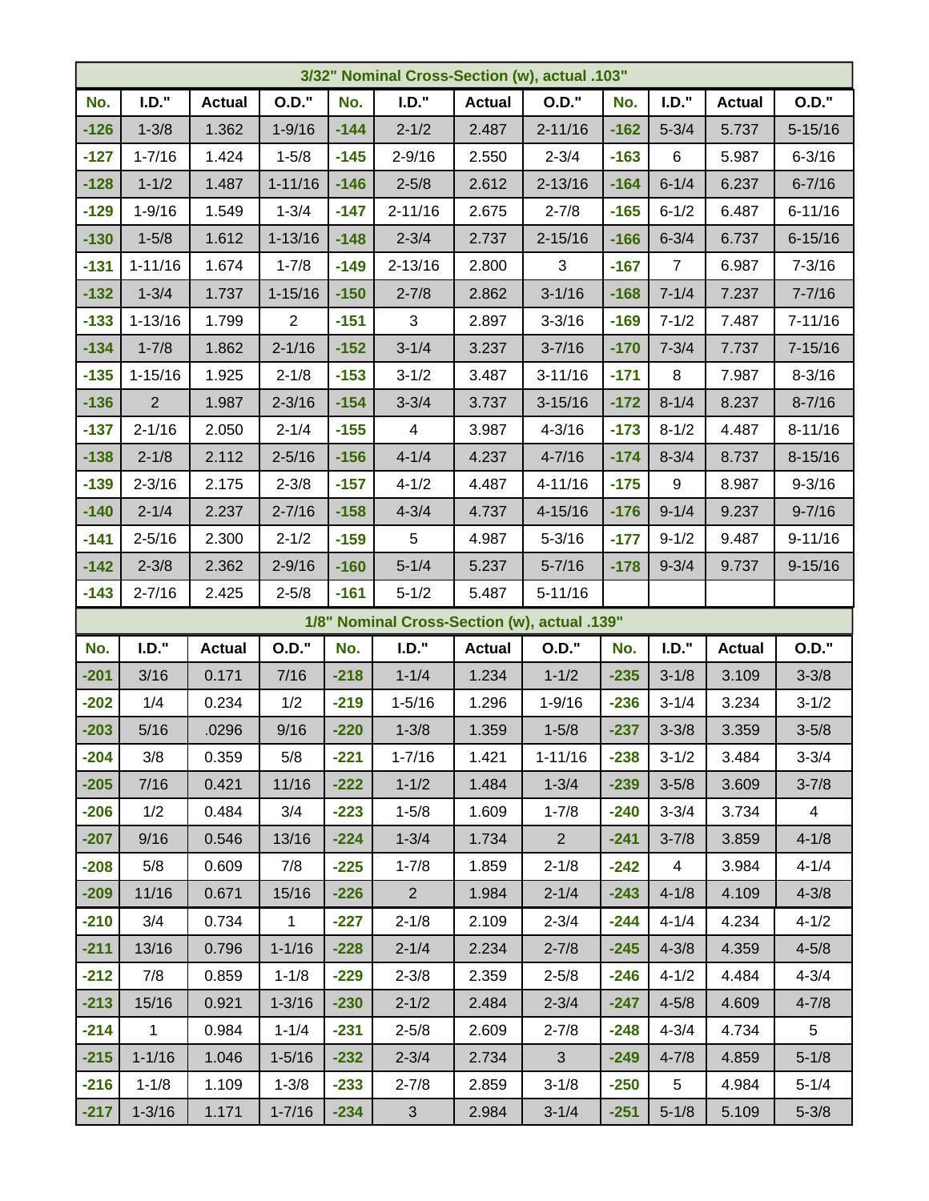| 3/32" Nominal Cross-Section (w), actual .103" | | | | | | | | | | | |
|---|---|---|---|---|---|---|---|---|---|---|---|
| No. | I.D." | Actual | O.D." | No. | I.D." | Actual | O.D." | No. | I.D." | Actual | O.D." |
| -126 | 1-3/8 | 1.362 | 1-9/16 | -144 | 2-1/2 | 2.487 | 2-11/16 | -162 | 5-3/4 | 5.737 | 5-15/16 |
| -127 | 1-7/16 | 1.424 | 1-5/8 | -145 | 2-9/16 | 2.550 | 2-3/4 | -163 | 6 | 5.987 | 6-3/16 |
| -128 | 1-1/2 | 1.487 | 1-11/16 | -146 | 2-5/8 | 2.612 | 2-13/16 | -164 | 6-1/4 | 6.237 | 6-7/16 |
| -129 | 1-9/16 | 1.549 | 1-3/4 | -147 | 2-11/16 | 2.675 | 2-7/8 | -165 | 6-1/2 | 6.487 | 6-11/16 |
| -130 | 1-5/8 | 1.612 | 1-13/16 | -148 | 2-3/4 | 2.737 | 2-15/16 | -166 | 6-3/4 | 6.737 | 6-15/16 |
| -131 | 1-11/16 | 1.674 | 1-7/8 | -149 | 2-13/16 | 2.800 | 3 | -167 | 7 | 6.987 | 7-3/16 |
| -132 | 1-3/4 | 1.737 | 1-15/16 | -150 | 2-7/8 | 2.862 | 3-1/16 | -168 | 7-1/4 | 7.237 | 7-7/16 |
| -133 | 1-13/16 | 1.799 | 2 | -151 | 3 | 2.897 | 3-3/16 | -169 | 7-1/2 | 7.487 | 7-11/16 |
| -134 | 1-7/8 | 1.862 | 2-1/16 | -152 | 3-1/4 | 3.237 | 3-7/16 | -170 | 7-3/4 | 7.737 | 7-15/16 |
| -135 | 1-15/16 | 1.925 | 2-1/8 | -153 | 3-1/2 | 3.487 | 3-11/16 | -171 | 8 | 7.987 | 8-3/16 |
| -136 | 2 | 1.987 | 2-3/16 | -154 | 3-3/4 | 3.737 | 3-15/16 | -172 | 8-1/4 | 8.237 | 8-7/16 |
| -137 | 2-1/16 | 2.050 | 2-1/4 | -155 | 4 | 3.987 | 4-3/16 | -173 | 8-1/2 | 4.487 | 8-11/16 |
| -138 | 2-1/8 | 2.112 | 2-5/16 | -156 | 4-1/4 | 4.237 | 4-7/16 | -174 | 8-3/4 | 8.737 | 8-15/16 |
| -139 | 2-3/16 | 2.175 | 2-3/8 | -157 | 4-1/2 | 4.487 | 4-11/16 | -175 | 9 | 8.987 | 9-3/16 |
| -140 | 2-1/4 | 2.237 | 2-7/16 | -158 | 4-3/4 | 4.737 | 4-15/16 | -176 | 9-1/4 | 9.237 | 9-7/16 |
| -141 | 2-5/16 | 2.300 | 2-1/2 | -159 | 5 | 4.987 | 5-3/16 | -177 | 9-1/2 | 9.487 | 9-11/16 |
| -142 | 2-3/8 | 2.362 | 2-9/16 | -160 | 5-1/4 | 5.237 | 5-7/16 | -178 | 9-3/4 | 9.737 | 9-15/16 |
| -143 | 2-7/16 | 2.425 | 2-5/8 | -161 | 5-1/2 | 5.487 | 5-11/16 | | | | |

| 1/8" Nominal Cross-Section (w), actual .139" | | | | | | | | | | | |
|---|---|---|---|---|---|---|---|---|---|---|---|
| No. | I.D." | Actual | O.D." | No. | I.D." | Actual | O.D." | No. | I.D." | Actual | O.D." |
| -201 | 3/16 | 0.171 | 7/16 | -218 | 1-1/4 | 1.234 | 1-1/2 | -235 | 3-1/8 | 3.109 | 3-3/8 |
| -202 | 1/4 | 0.234 | 1/2 | -219 | 1-5/16 | 1.296 | 1-9/16 | -236 | 3-1/4 | 3.234 | 3-1/2 |
| -203 | 5/16 | .0296 | 9/16 | -220 | 1-3/8 | 1.359 | 1-5/8 | -237 | 3-3/8 | 3.359 | 3-5/8 |
| -204 | 3/8 | 0.359 | 5/8 | -221 | 1-7/16 | 1.421 | 1-11/16 | -238 | 3-1/2 | 3.484 | 3-3/4 |
| -205 | 7/16 | 0.421 | 11/16 | -222 | 1-1/2 | 1.484 | 1-3/4 | -239 | 3-5/8 | 3.609 | 3-7/8 |
| -206 | 1/2 | 0.484 | 3/4 | -223 | 1-5/8 | 1.609 | 1-7/8 | -240 | 3-3/4 | 3.734 | 4 |
| -207 | 9/16 | 0.546 | 13/16 | -224 | 1-3/4 | 1.734 | 2 | -241 | 3-7/8 | 3.859 | 4-1/8 |
| -208 | 5/8 | 0.609 | 7/8 | -225 | 1-7/8 | 1.859 | 2-1/8 | -242 | 4 | 3.984 | 4-1/4 |
| -209 | 11/16 | 0.671 | 15/16 | -226 | 2 | 1.984 | 2-1/4 | -243 | 4-1/8 | 4.109 | 4-3/8 |
| -210 | 3/4 | 0.734 | 1 | -227 | 2-1/8 | 2.109 | 2-3/4 | -244 | 4-1/4 | 4.234 | 4-1/2 |
| -211 | 13/16 | 0.796 | 1-1/16 | -228 | 2-1/4 | 2.234 | 2-7/8 | -245 | 4-3/8 | 4.359 | 4-5/8 |
| -212 | 7/8 | 0.859 | 1-1/8 | -229 | 2-3/8 | 2.359 | 2-5/8 | -246 | 4-1/2 | 4.484 | 4-3/4 |
| -213 | 15/16 | 0.921 | 1-3/16 | -230 | 2-1/2 | 2.484 | 2-3/4 | -247 | 4-5/8 | 4.609 | 4-7/8 |
| -214 | 1 | 0.984 | 1-1/4 | -231 | 2-5/8 | 2.609 | 2-7/8 | -248 | 4-3/4 | 4.734 | 5 |
| -215 | 1-1/16 | 1.046 | 1-5/16 | -232 | 2-3/4 | 2.734 | 3 | -249 | 4-7/8 | 4.859 | 5-1/8 |
| -216 | 1-1/8 | 1.109 | 1-3/8 | -233 | 2-7/8 | 2.859 | 3-1/8 | -250 | 5 | 4.984 | 5-1/4 |
| -217 | 1-3/16 | 1.171 | 1-7/16 | -234 | 3 | 2.984 | 3-1/4 | -251 | 5-1/8 | 5.109 | 5-3/8 |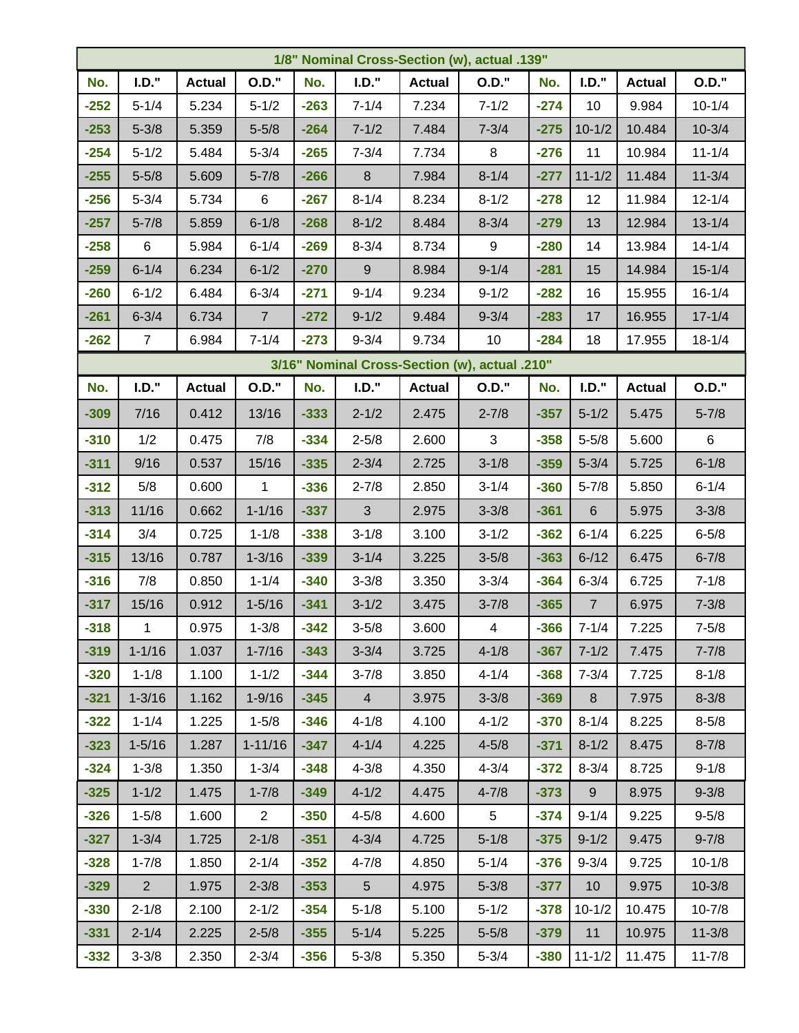| 1/8" Nominal Cross-Section (w), actual .139" | | | | | | | | | | | |
|---|---|---|---|---|---|---|---|---|---|---|---|
| **No.** | **I.D."** | **Actual** | **O.D."** | **No.** | **I.D."** | **Actual** | **O.D."** | **No.** | **I.D."** | **Actual** | **O.D."** |
| **-252** | 5-1/4 | 5.234 | 5-1/2 | **-263** | 7-1/4 | 7.234 | 7-1/2 | **-274** | 10 | 9.984 | 10-1/4 |
| **-253** | 5-3/8 | 5.359 | 5-5/8 | **-264** | 7-1/2 | 7.484 | 7-3/4 | **-275** | 10-1/2 | 10.484 | 10-3/4 |
| **-254** | 5-1/2 | 5.484 | 5-3/4 | **-265** | 7-3/4 | 7.734 | 8 | **-276** | 11 | 10.984 | 11-1/4 |
| **-255** | 5-5/8 | 5.609 | 5-7/8 | **-266** | 8 | 7.984 | 8-1/4 | **-277** | 11-1/2 | 11.484 | 11-3/4 |
| **-256** | 5-3/4 | 5.734 | 6 | **-267** | 8-1/4 | 8.234 | 8-1/2 | **-278** | 12 | 11.984 | 12-1/4 |
| **-257** | 5-7/8 | 5.859 | 6-1/8 | **-268** | 8-1/2 | 8.484 | 8-3/4 | **-279** | 13 | 12.984 | 13-1/4 |
| **-258** | 6 | 5.984 | 6-1/4 | **-269** | 8-3/4 | 8.734 | 9 | **-280** | 14 | 13.984 | 14-1/4 |
| **-259** | 6-1/4 | 6.234 | 6-1/2 | **-270** | 9 | 8.984 | 9-1/4 | **-281** | 15 | 14.984 | 15-1/4 |
| **-260** | 6-1/2 | 6.484 | 6-3/4 | **-271** | 9-1/4 | 9.234 | 9-1/2 | **-282** | 16 | 15.955 | 16-1/4 |
| **-261** | 6-3/4 | 6.734 | 7 | **-272** | 9-1/2 | 9.484 | 9-3/4 | **-283** | 17 | 16.955 | 17-1/4 |
| **-262** | 7 | 6.984 | 7-1/4 | **-273** | 9-3/4 | 9.734 | 10 | **-284** | 18 | 17.955 | 18-1/4 |

| 3/16" Nominal Cross-Section (w), actual .210" | | | | | | | | | | | |
|---|---|---|---|---|---|---|---|---|---|---|---|
| **No.** | **I.D."** | **Actual** | **O.D."** | **No.** | **I.D."** | **Actual** | **O.D."** | **No.** | **I.D."** | **Actual** | **O.D."** |
| **-309** | 7/16 | 0.412 | 13/16 | **-333** | 2-1/2 | 2.475 | 2-7/8 | **-357** | 5-1/2 | 5.475 | 5-7/8 |
| **-310** | 1/2 | 0.475 | 7/8 | **-334** | 2-5/8 | 2.600 | 3 | **-358** | 5-5/8 | 5.600 | 6 |
| **-311** | 9/16 | 0.537 | 15/16 | **-335** | 2-3/4 | 2.725 | 3-1/8 | **-359** | 5-3/4 | 5.725 | 6-1/8 |
| **-312** | 5/8 | 0.600 | 1 | **-336** | 2-7/8 | 2.850 | 3-1/4 | **-360** | 5-7/8 | 5.850 | 6-1/4 |
| **-313** | 11/16 | 0.662 | 1-1/16 | **-337** | 3 | 2.975 | 3-3/8 | **-361** | 6 | 5.975 | 3-3/8 |
| **-314** | 3/4 | 0.725 | 1-1/8 | **-338** | 3-1/8 | 3.100 | 3-1/2 | **-362** | 6-1/4 | 6.225 | 6-5/8 |
| **-315** | 13/16 | 0.787 | 1-3/16 | **-339** | 3-1/4 | 3.225 | 3-5/8 | **-363** | 6-/12 | 6.475 | 6-7/8 |
| **-316** | 7/8 | 0.850 | 1-1/4 | **-340** | 3-3/8 | 3.350 | 3-3/4 | **-364** | 6-3/4 | 6.725 | 7-1/8 |
| **-317** | 15/16 | 0.912 | 1-5/16 | **-341** | 3-1/2 | 3.475 | 3-7/8 | **-365** | 7 | 6.975 | 7-3/8 |
| **-318** | 1 | 0.975 | 1-3/8 | **-342** | 3-5/8 | 3.600 | 4 | **-366** | 7-1/4 | 7.225 | 7-5/8 |
| **-319** | 1-1/16 | 1.037 | 1-7/16 | **-343** | 3-3/4 | 3.725 | 4-1/8 | **-367** | 7-1/2 | 7.475 | 7-7/8 |
| **-320** | 1-1/8 | 1.100 | 1-1/2 | **-344** | 3-7/8 | 3.850 | 4-1/4 | **-368** | 7-3/4 | 7.725 | 8-1/8 |
| **-321** | 1-3/16 | 1.162 | 1-9/16 | **-345** | 4 | 3.975 | 3-3/8 | **-369** | 8 | 7.975 | 8-3/8 |
| **-322** | 1-1/4 | 1.225 | 1-5/8 | **-346** | 4-1/8 | 4.100 | 4-1/2 | **-370** | 8-1/4 | 8.225 | 8-5/8 |
| **-323** | 1-5/16 | 1.287 | 1-11/16 | **-347** | 4-1/4 | 4.225 | 4-5/8 | **-371** | 8-1/2 | 8.475 | 8-7/8 |
| **-324** | 1-3/8 | 1.350 | 1-3/4 | **-348** | 4-3/8 | 4.350 | 4-3/4 | **-372** | 8-3/4 | 8.725 | 9-1/8 |
| **-325** | 1-1/2 | 1.475 | 1-7/8 | **-349** | 4-1/2 | 4.475 | 4-7/8 | **-373** | 9 | 8.975 | 9-3/8 |
| **-326** | 1-5/8 | 1.600 | 2 | **-350** | 4-5/8 | 4.600 | 5 | **-374** | 9-1/4 | 9.225 | 9-5/8 |
| **-327** | 1-3/4 | 1.725 | 2-1/8 | **-351** | 4-3/4 | 4.725 | 5-1/8 | **-375** | 9-1/2 | 9.475 | 9-7/8 |
| **-328** | 1-7/8 | 1.850 | 2-1/4 | **-352** | 4-7/8 | 4.850 | 5-1/4 | **-376** | 9-3/4 | 9.725 | 10-1/8 |
| **-329** | 2 | 1.975 | 2-3/8 | **-353** | 5 | 4.975 | 5-3/8 | **-377** | 10 | 9.975 | 10-3/8 |
| **-330** | 2-1/8 | 2.100 | 2-1/2 | **-354** | 5-1/8 | 5.100 | 5-1/2 | **-378** | 10-1/2 | 10.475 | 10-7/8 |
| **-331** | 2-1/4 | 2.225 | 2-5/8 | **-355** | 5-1/4 | 5.225 | 5-5/8 | **-379** | 11 | 10.975 | 11-3/8 |
| **-332** | 3-3/8 | 2.350 | 2-3/4 | **-356** | 5-3/8 | 5.350 | 5-3/4 | **-380** | 11-1/2 | 11.475 | 11-7/8 |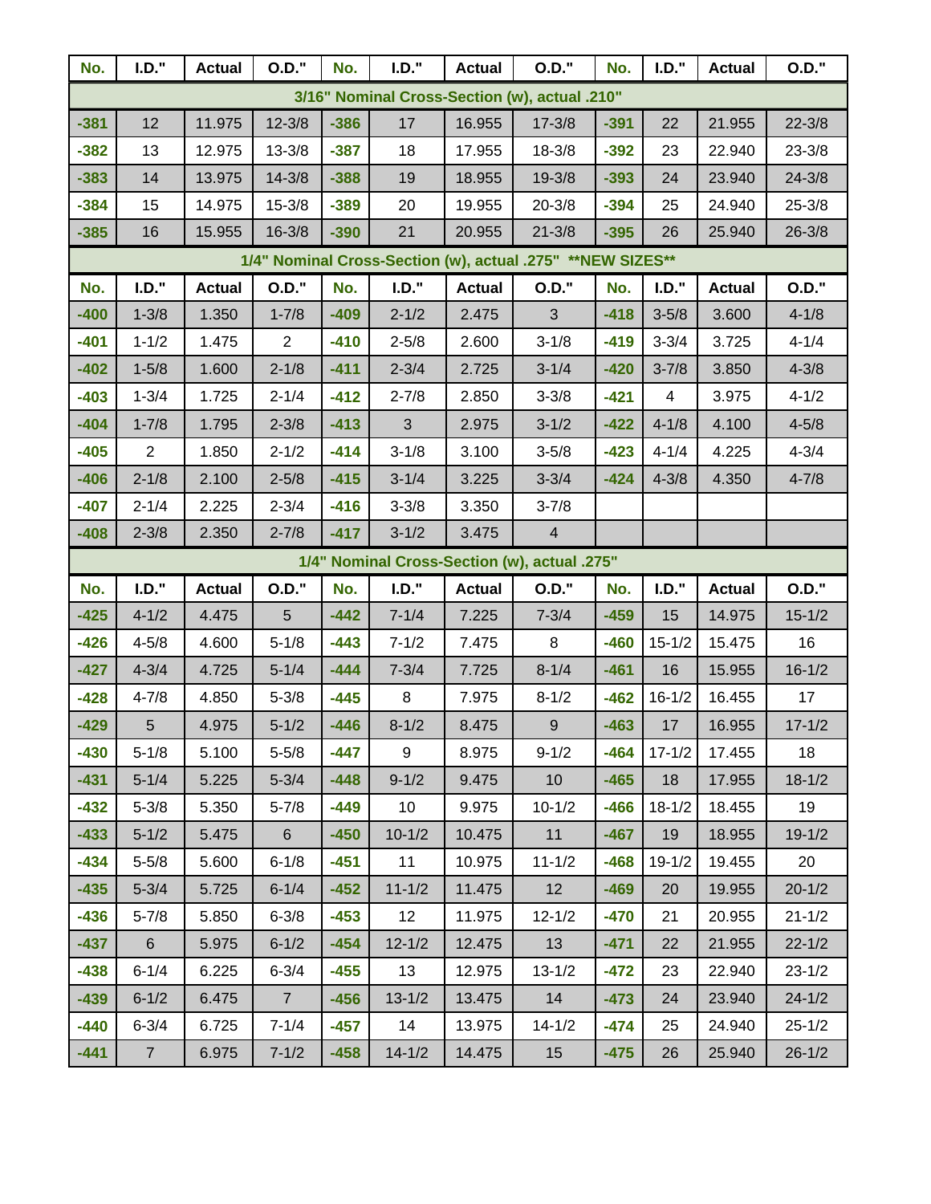| No. | I.D." | Actual | O.D." | No. | I.D." | Actual | O.D." | No. | I.D." | Actual | O.D." |
|---|---|---|---|---|---|---|---|---|---|---|---|
| **3/16" Nominal Cross-Section (w), actual .210"** | | | | | | | | | | | |
| -381 | 12 | 11.975 | 12-3/8 | -386 | 17 | 16.955 | 17-3/8 | -391 | 22 | 21.955 | 22-3/8 |
| -382 | 13 | 12.975 | 13-3/8 | -387 | 18 | 17.955 | 18-3/8 | -392 | 23 | 22.940 | 23-3/8 |
| -383 | 14 | 13.975 | 14-3/8 | -388 | 19 | 18.955 | 19-3/8 | -393 | 24 | 23.940 | 24-3/8 |
| -384 | 15 | 14.975 | 15-3/8 | -389 | 20 | 19.955 | 20-3/8 | -394 | 25 | 24.940 | 25-3/8 |
| -385 | 16 | 15.955 | 16-3/8 | -390 | 21 | 20.955 | 21-3/8 | -395 | 26 | 25.940 | 26-3/8 |
| **1/4" Nominal Cross-Section (w), actual .275" \*\*NEW SIZES\*\*** | | | | | | | | | | | |
| No. | I.D." | Actual | O.D." | No. | I.D." | Actual | O.D." | No. | I.D." | Actual | O.D." |
| -400 | 1-3/8 | 1.350 | 1-7/8 | -409 | 2-1/2 | 2.475 | 3 | -418 | 3-5/8 | 3.600 | 4-1/8 |
| -401 | 1-1/2 | 1.475 | 2 | -410 | 2-5/8 | 2.600 | 3-1/8 | -419 | 3-3/4 | 3.725 | 4-1/4 |
| -402 | 1-5/8 | 1.600 | 2-1/8 | -411 | 2-3/4 | 2.725 | 3-1/4 | -420 | 3-7/8 | 3.850 | 4-3/8 |
| -403 | 1-3/4 | 1.725 | 2-1/4 | -412 | 2-7/8 | 2.850 | 3-3/8 | -421 | 4 | 3.975 | 4-1/2 |
| -404 | 1-7/8 | 1.795 | 2-3/8 | -413 | 3 | 2.975 | 3-1/2 | -422 | 4-1/8 | 4.100 | 4-5/8 |
| -405 | 2 | 1.850 | 2-1/2 | -414 | 3-1/8 | 3.100 | 3-5/8 | -423 | 4-1/4 | 4.225 | 4-3/4 |
| -406 | 2-1/8 | 2.100 | 2-5/8 | -415 | 3-1/4 | 3.225 | 3-3/4 | -424 | 4-3/8 | 4.350 | 4-7/8 |
| -407 | 2-1/4 | 2.225 | 2-3/4 | -416 | 3-3/8 | 3.350 | 3-7/8 | | | | |
| -408 | 2-3/8 | 2.350 | 2-7/8 | -417 | 3-1/2 | 3.475 | 4 | | | | |
| **1/4" Nominal Cross-Section (w), actual .275"** | | | | | | | | | | | |
| No. | I.D." | Actual | O.D." | No. | I.D." | Actual | O.D." | No. | I.D." | Actual | O.D." |
| -425 | 4-1/2 | 4.475 | 5 | -442 | 7-1/4 | 7.225 | 7-3/4 | -459 | 15 | 14.975 | 15-1/2 |
| -426 | 4-5/8 | 4.600 | 5-1/8 | -443 | 7-1/2 | 7.475 | 8 | -460 | 15-1/2 | 15.475 | 16 |
| -427 | 4-3/4 | 4.725 | 5-1/4 | -444 | 7-3/4 | 7.725 | 8-1/4 | -461 | 16 | 15.955 | 16-1/2 |
| -428 | 4-7/8 | 4.850 | 5-3/8 | -445 | 8 | 7.975 | 8-1/2 | -462 | 16-1/2 | 16.455 | 17 |
| -429 | 5 | 4.975 | 5-1/2 | -446 | 8-1/2 | 8.475 | 9 | -463 | 17 | 16.955 | 17-1/2 |
| -430 | 5-1/8 | 5.100 | 5-5/8 | -447 | 9 | 8.975 | 9-1/2 | -464 | 17-1/2 | 17.455 | 18 |
| -431 | 5-1/4 | 5.225 | 5-3/4 | -448 | 9-1/2 | 9.475 | 10 | -465 | 18 | 17.955 | 18-1/2 |
| -432 | 5-3/8 | 5.350 | 5-7/8 | -449 | 10 | 9.975 | 10-1/2 | -466 | 18-1/2 | 18.455 | 19 |
| -433 | 5-1/2 | 5.475 | 6 | -450 | 10-1/2 | 10.475 | 11 | -467 | 19 | 18.955 | 19-1/2 |
| -434 | 5-5/8 | 5.600 | 6-1/8 | -451 | 11 | 10.975 | 11-1/2 | -468 | 19-1/2 | 19.455 | 20 |
| -435 | 5-3/4 | 5.725 | 6-1/4 | -452 | 11-1/2 | 11.475 | 12 | -469 | 20 | 19.955 | 20-1/2 |
| -436 | 5-7/8 | 5.850 | 6-3/8 | -453 | 12 | 11.975 | 12-1/2 | -470 | 21 | 20.955 | 21-1/2 |
| -437 | 6 | 5.975 | 6-1/2 | -454 | 12-1/2 | 12.475 | 13 | -471 | 22 | 21.955 | 22-1/2 |
| -438 | 6-1/4 | 6.225 | 6-3/4 | -455 | 13 | 12.975 | 13-1/2 | -472 | 23 | 22.940 | 23-1/2 |
| -439 | 6-1/2 | 6.475 | 7 | -456 | 13-1/2 | 13.475 | 14 | -473 | 24 | 23.940 | 24-1/2 |
| -440 | 6-3/4 | 6.725 | 7-1/4 | -457 | 14 | 13.975 | 14-1/2 | -474 | 25 | 24.940 | 25-1/2 |
| -441 | 7 | 6.975 | 7-1/2 | -458 | 14-1/2 | 14.475 | 15 | -475 | 26 | 25.940 | 26-1/2 |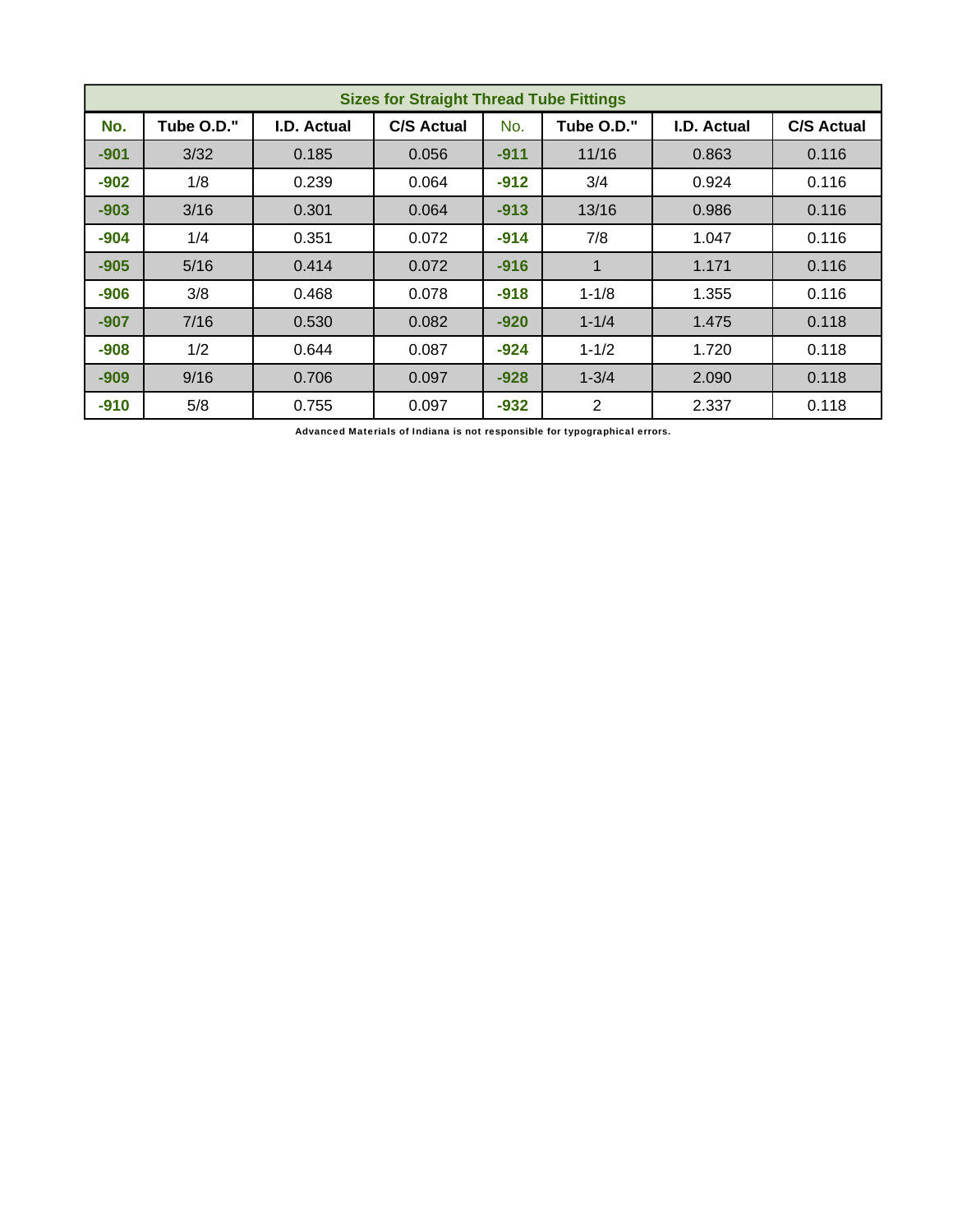| Sizes for Straight Thread Tube Fittings | | | | | | | |
|---|---|---|---|---|---|---|---|
| No. | Tube O.D." | I.D. Actual | C/S Actual | No. | Tube O.D." | I.D. Actual | C/S Actual |
| -901 | 3/32 | 0.185 | 0.056 | -911 | 11/16 | 0.863 | 0.116 |
| -902 | 1/8 | 0.239 | 0.064 | -912 | 3/4 | 0.924 | 0.116 |
| -903 | 3/16 | 0.301 | 0.064 | -913 | 13/16 | 0.986 | 0.116 |
| -904 | 1/4 | 0.351 | 0.072 | -914 | 7/8 | 1.047 | 0.116 |
| -905 | 5/16 | 0.414 | 0.072 | -916 | 1 | 1.171 | 0.116 |
| -906 | 3/8 | 0.468 | 0.078 | -918 | 1-1/8 | 1.355 | 0.116 |
| -907 | 7/16 | 0.530 | 0.082 | -920 | 1-1/4 | 1.475 | 0.118 |
| -908 | 1/2 | 0.644 | 0.087 | -924 | 1-1/2 | 1.720 | 0.118 |
| -909 | 9/16 | 0.706 | 0.097 | -928 | 1-3/4 | 2.090 | 0.118 |
| -910 | 5/8 | 0.755 | 0.097 | -932 | 2 | 2.337 | 0.118 |

**Advanced Materials of Indiana is not responsible for typographical errors.**